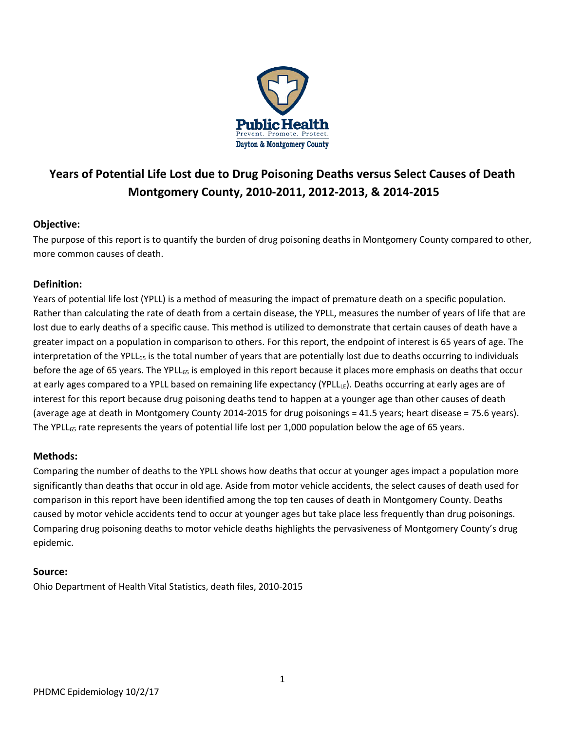# Years of Potential Life Lost due to Drug Poisoning Deaths versus Select Causes of Death Montgomery County, 2010-2011, 2012-2013, & 2014-2015

**Objective:**

The purpose of this report is to quantify the burden of drug poisoning deaths in Montgomery County compared to other, more common causes of death.

**Definition:**

Years of potential life lost (YPLL) is a method of measuring the impact of premature death on a specific population. Rather than calculating the rate of death from a certain disease, the YPLL, measures the number of years of life that are lost due to early deaths of a specific cause. This method is utilized to demonstrate that certain causes of death have a greater impact on a population in comparison to others. For this report, the endpoint of interest is 65 years of age. The interpretation of the $YPLL_{65}$ is the total number of years that are potentially lost due to deaths occurring to individuals before the age of 65 years. The $YPLL_{65}$ is employed in this report because it places more emphasis on deaths that occur at early ages compared to a YPLL based on remaining life expectancy ($YPLL_{LE}$). Deaths occurring at early ages are of interest for this report because drug poisoning deaths tend to happen at a younger age than other causes of death (average age at death in Montgomery County 2014-2015 for drug poisonings = 41.5 years; heart disease = 75.6 years). The $YPLL_{65}$ rate represents the years of potential life lost per 1,000 population below the age of 65 years.

**Methods:**

Comparing the number of deaths to the YPLL shows how deaths that occur at younger ages impact a population more significantly than deaths that occur in old age. Aside from motor vehicle accidents, the select causes of death used for comparison in this report have been identified among the top ten causes of death in Montgomery County. Deaths caused by motor vehicle accidents tend to occur at younger ages but take place less frequently than drug poisonings. Comparing drug poisoning deaths to motor vehicle deaths highlights the pervasiveness of Montgomery County's drug epidemic.

**Source:**

Ohio Department of Health Vital Statistics, death files, 2010-2015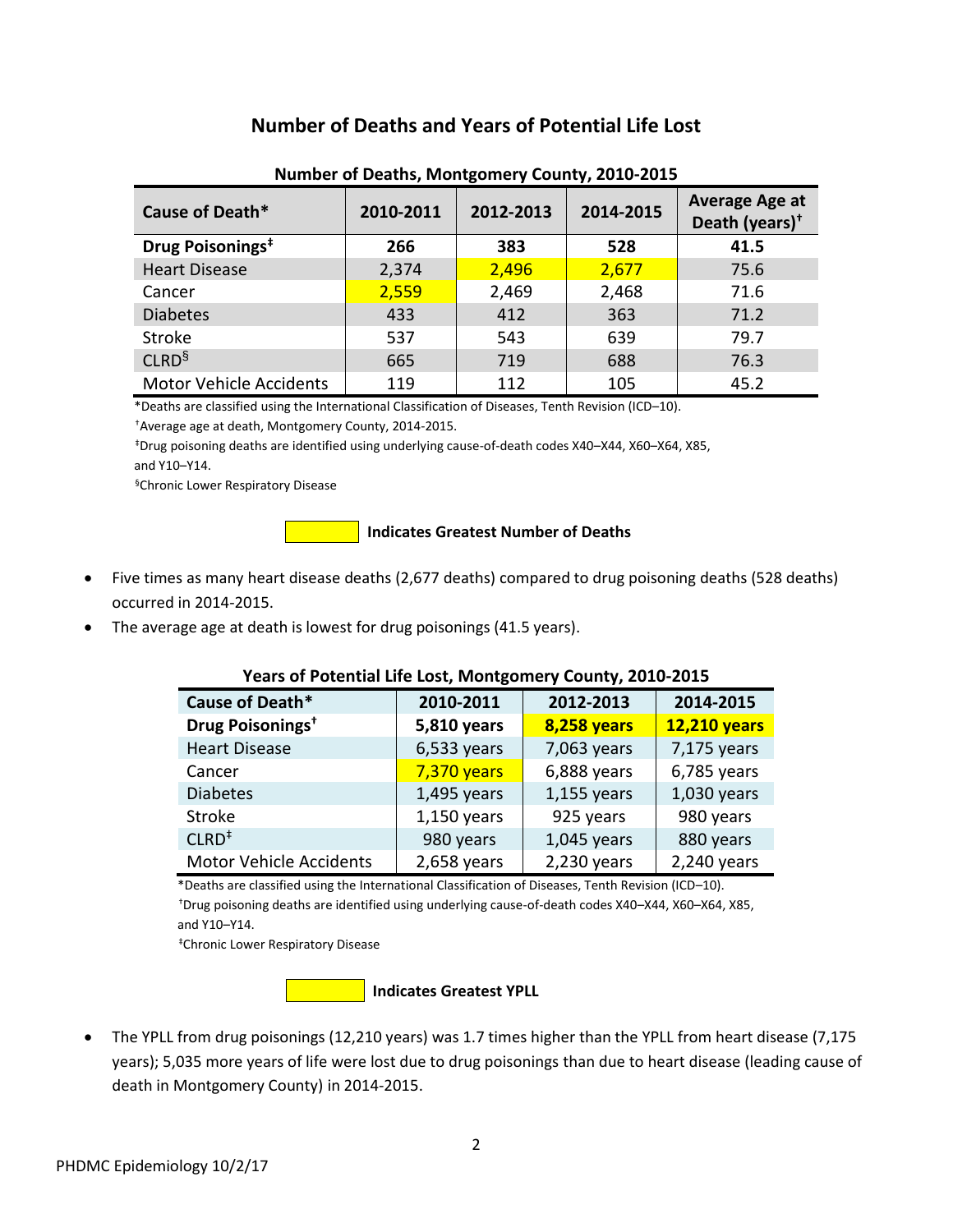## Number of Deaths and Years of Potential Life Lost

**Number of Deaths, Montgomery County, 2010-2015**

| Cause of Death* | 2010-2011 | 2012-2013 | 2014-2015 | Average Age at Death (years)[†] |
|---|---|---|---|---|
| **Drug Poisonings[‡]** | **266** | **383** | **528** | **41.5** |
| Heart Disease | 2,374 | 2,496 | 2,677 | 75.6 |
| Cancer | 2,559 | 2,469 | 2,468 | 71.6 |
| Diabetes | 433 | 412 | 363 | 71.2 |
| Stroke | 537 | 543 | 639 | 79.7 |
| CLRD[§] | 665 | 719 | 688 | 76.3 |
| Motor Vehicle Accidents | 119 | 112 | 105 | 45.2 |

*Deaths are classified using the International Classification of Diseases, Tenth Revision (ICD–10).

[†]Average age at death, Montgomery County, 2014-2015.

[‡]Drug poisoning deaths are identified using underlying cause-of-death codes X40–X44, X60–X64, X85, and Y10–Y14.

[§]Chronic Lower Respiratory Disease

**Indicates Greatest Number of Deaths** (highlighted: Heart Disease 2012-2013 and 2014-2015; Cancer 2010-2011)

- Five times as many heart disease deaths (2,677 deaths) compared to drug poisoning deaths (528 deaths) occurred in 2014-2015.
- The average age at death is lowest for drug poisonings (41.5 years).

**Years of Potential Life Lost, Montgomery County, 2010-2015**

| Cause of Death* | 2010-2011 | 2012-2013 | 2014-2015 |
|---|---|---|---|
| **Drug Poisonings[†]** | **5,810 years** | **8,258 years** | **12,210 years** |
| Heart Disease | 6,533 years | 7,063 years | 7,175 years |
| Cancer | 7,370 years | 6,888 years | 6,785 years |
| Diabetes | 1,495 years | 1,155 years | 1,030 years |
| Stroke | 1,150 years | 925 years | 980 years |
| CLRD[‡] | 980 years | 1,045 years | 880 years |
| Motor Vehicle Accidents | 2,658 years | 2,230 years | 2,240 years |

*Deaths are classified using the International Classification of Diseases, Tenth Revision (ICD–10).

[†]Drug poisoning deaths are identified using underlying cause-of-death codes X40–X44, X60–X64, X85, and Y10–Y14.

[‡]Chronic Lower Respiratory Disease

**Indicates Greatest YPLL** (highlighted: Cancer 2010-2011; Drug Poisonings 2012-2013 and 2014-2015)

- The YPLL from drug poisonings (12,210 years) was 1.7 times higher than the YPLL from heart disease (7,175 years); 5,035 more years of life were lost due to drug poisonings than due to heart disease (leading cause of death in Montgomery County) in 2014-2015.

PHDMC Epidemiology 10/2/17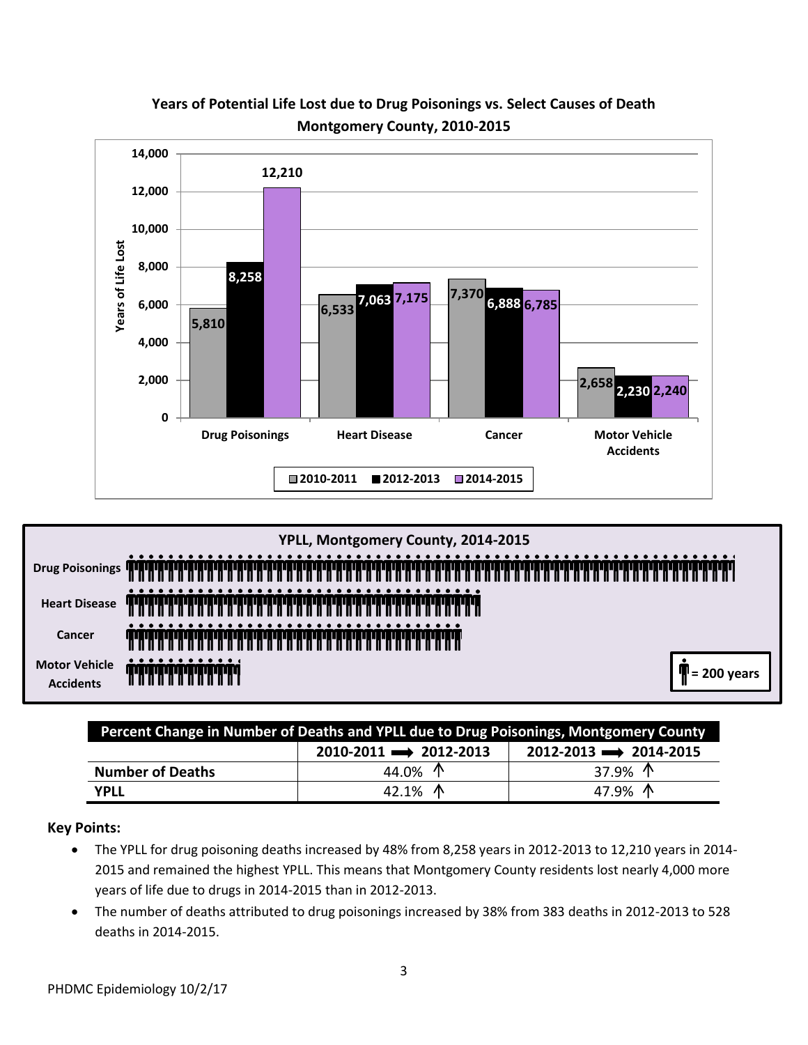**Years of Potential Life Lost due to Drug Poisonings vs. Select Causes of Death**
**Montgomery County, 2010-2015**

| | 2010-2011 | 2012-2013 | 2014-2015 |
|---|---|---|---|
| Drug Poisonings | 5,810 | 8,258 | 12,210 |
| Heart Disease | 6,533 | 7,063 | 7,175 |
| Cancer | 7,370 | 6,888 | 6,785 |
| Motor Vehicle Accidents | 2,658 | 2,230 | 2,240 |

**YPLL, Montgomery County, 2014-2015**

Drug Poisonings

Heart Disease

Cancer

Motor Vehicle Accidents

= 200 years

| Percent Change in Number of Deaths and YPLL due to Drug Poisonings, Montgomery County | | |
|---|---|---|
| | 2010-2011 → 2012-2013 | 2012-2013 → 2014-2015 |
| **Number of Deaths** | 44.0% ↑ | 37.9% ↑ |
| **YPLL** | 42.1% ↑ | 47.9% ↑ |

**Key Points:**

- The YPLL for drug poisoning deaths increased by 48% from 8,258 years in 2012-2013 to 12,210 years in 2014-2015 and remained the highest YPLL. This means that Montgomery County residents lost nearly 4,000 more years of life due to drugs in 2014-2015 than in 2012-2013.
- The number of deaths attributed to drug poisonings increased by 38% from 383 deaths in 2012-2013 to 528 deaths in 2014-2015.

PHDMC Epidemiology 10/2/17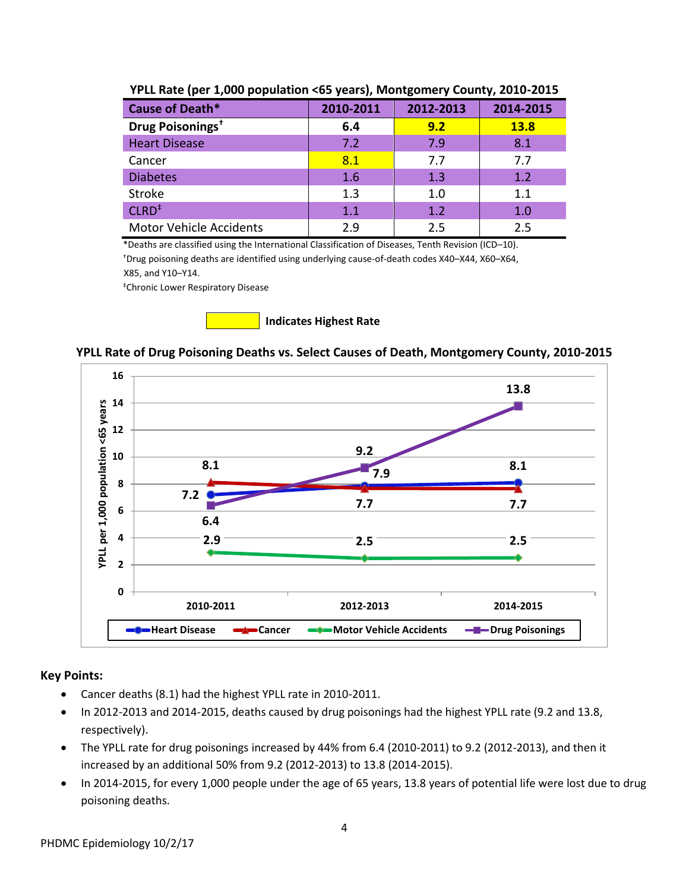**YPLL Rate (per 1,000 population <65 years), Montgomery County, 2010-2015**

| Cause of Death* | 2010-2011 | 2012-2013 | 2014-2015 |
|---|---|---|---|
| **Drug Poisonings**[†] | **6.4** | **9.2** | **13.8** |
| Heart Disease | 7.2 | 7.9 | 8.1 |
| Cancer | 8.1 | 7.7 | 7.7 |
| Diabetes | 1.6 | 1.3 | 1.2 |
| Stroke | 1.3 | 1.0 | 1.1 |
| CLRD[‡] | 1.1 | 1.2 | 1.0 |
| Motor Vehicle Accidents | 2.9 | 2.5 | 2.5 |

*Deaths are classified using the International Classification of Diseases, Tenth Revision (ICD–10).
[†]Drug poisoning deaths are identified using underlying cause-of-death codes X40–X44, X60–X64, X85, and Y10–Y14.
[‡]Chronic Lower Respiratory Disease

**Indicates Highest Rate**

**YPLL Rate of Drug Poisoning Deaths vs. Select Causes of Death, Montgomery County, 2010-2015**

| | 2010-2011 | 2012-2013 | 2014-2015 |
|---|---|---|---|
| Heart Disease | 7.2 | 7.9 | 8.1 |
| Cancer | 8.1 | 7.7 | 7.7 |
| Motor Vehicle Accidents | 2.9 | 2.5 | 2.5 |
| Drug Poisonings | 6.4 | 9.2 | 13.8 |

**Key Points:**

- Cancer deaths (8.1) had the highest YPLL rate in 2010-2011.
- In 2012-2013 and 2014-2015, deaths caused by drug poisonings had the highest YPLL rate (9.2 and 13.8, respectively).
- The YPLL rate for drug poisonings increased by 44% from 6.4 (2010-2011) to 9.2 (2012-2013), and then it increased by an additional 50% from 9.2 (2012-2013) to 13.8 (2014-2015).
- In 2014-2015, for every 1,000 people under the age of 65 years, 13.8 years of potential life were lost due to drug poisoning deaths.

PHDMC Epidemiology 10/2/17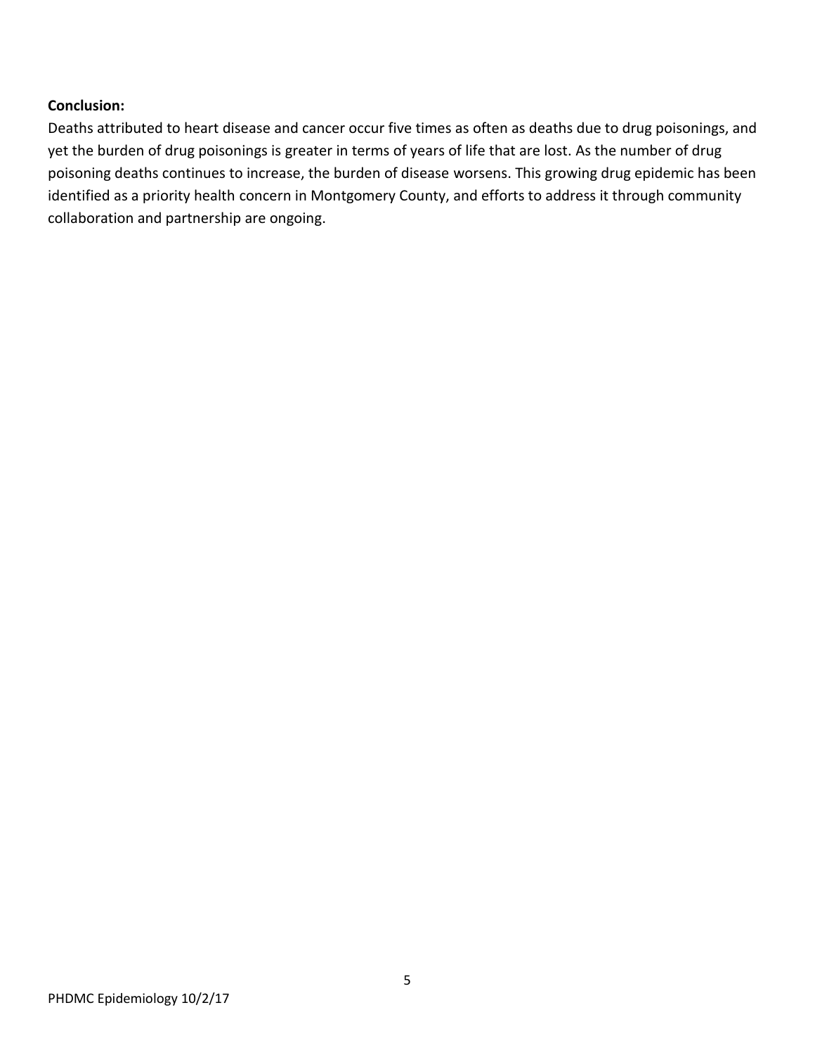**Conclusion:**

Deaths attributed to heart disease and cancer occur five times as often as deaths due to drug poisonings, and yet the burden of drug poisonings is greater in terms of years of life that are lost. As the number of drug poisoning deaths continues to increase, the burden of disease worsens. This growing drug epidemic has been identified as a priority health concern in Montgomery County, and efforts to address it through community collaboration and partnership are ongoing.